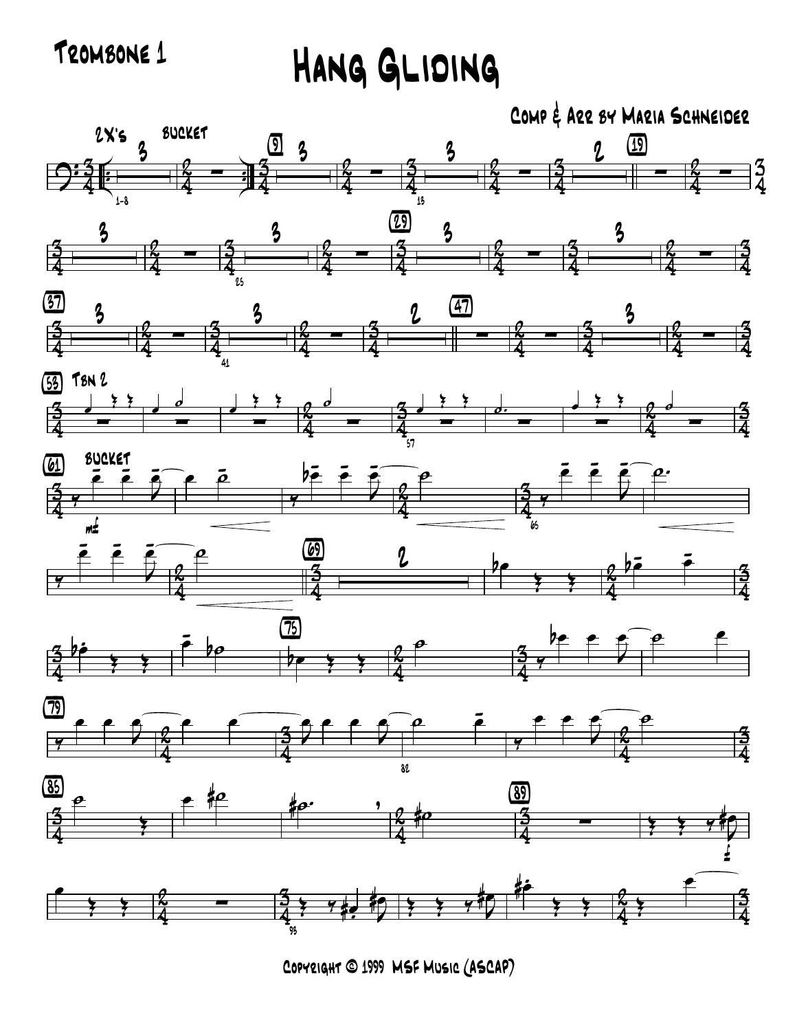Trombone 1

# Hang Gliding

Comp & Arr by Maria Schneider

Copyright © 1999 MSF Music (ASCAP)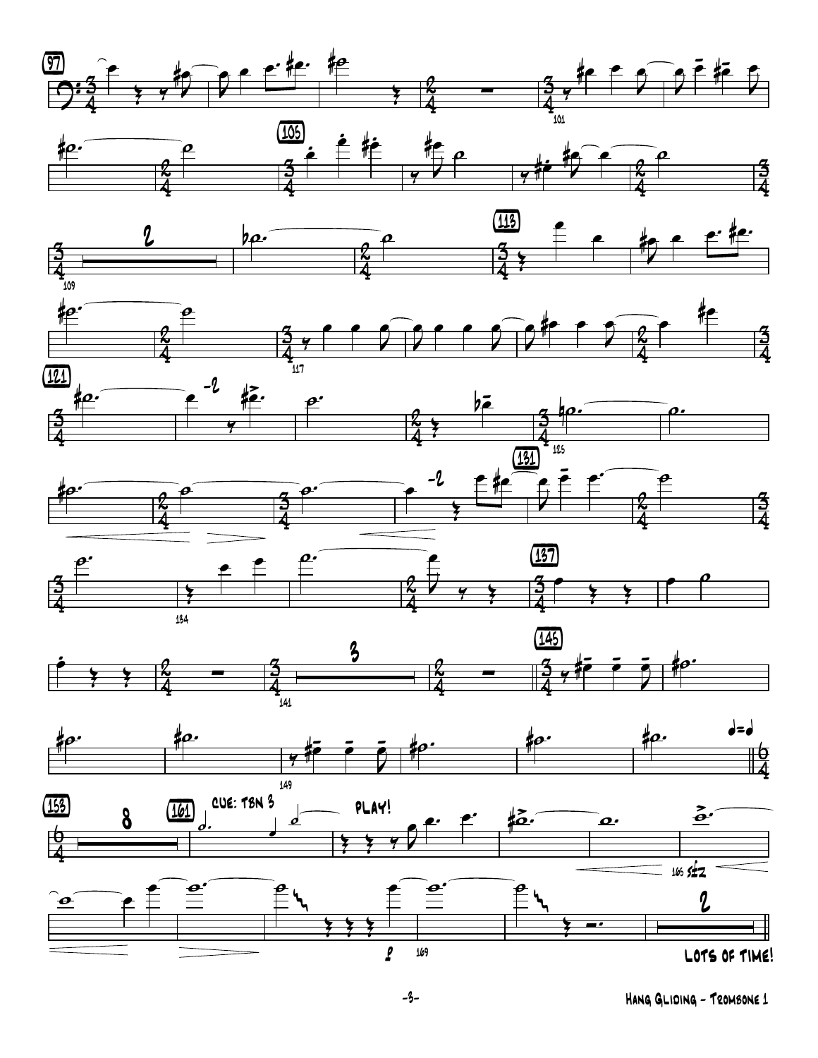CUE: TBN 3

PLAY!

LOTS OF TIME!